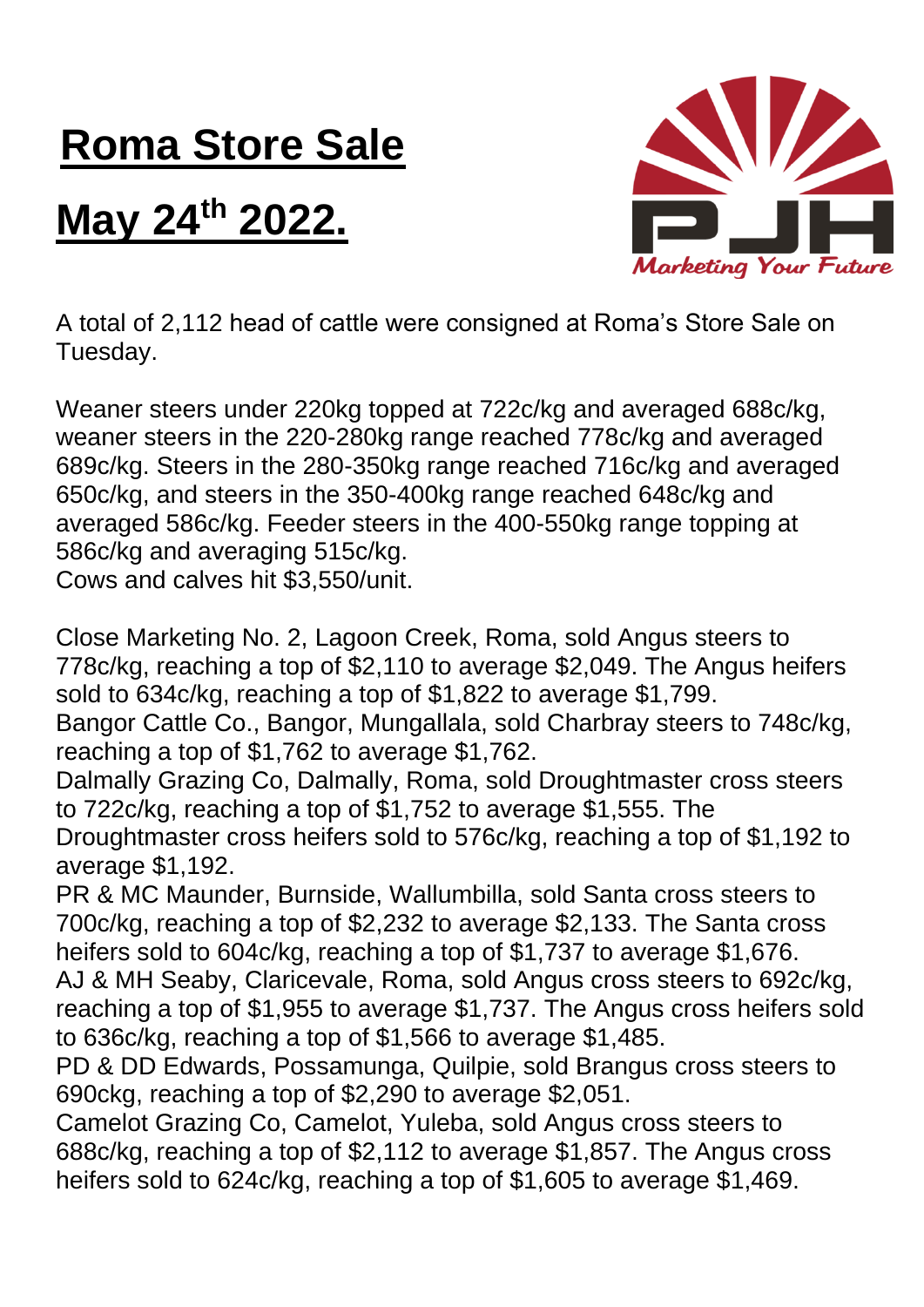# Roma Store Sale

# May 24th 2022.

A total of 2,112 head of cattle were consigned at Roma's Store Sale on Tuesday.

Weaner steers under 220kg topped at 722c/kg and averaged 688c/kg, weaner steers in the 220-280kg range reached 778c/kg and averaged 689c/kg. Steers in the 280-350kg range reached 716c/kg and averaged 650c/kg, and steers in the 350-400kg range reached 648c/kg and averaged 586c/kg. Feeder steers in the 400-550kg range topping at 586c/kg and averaging 515c/kg.
Cows and calves hit $3,550/unit.

Close Marketing No. 2, Lagoon Creek, Roma, sold Angus steers to 778c/kg, reaching a top of $2,110 to average $2,049. The Angus heifers sold to 634c/kg, reaching a top of $1,822 to average $1,799.
Bangor Cattle Co., Bangor, Mungallala, sold Charbray steers to 748c/kg, reaching a top of $1,762 to average $1,762.
Dalmally Grazing Co, Dalmally, Roma, sold Droughtmaster cross steers to 722c/kg, reaching a top of $1,752 to average $1,555. The Droughtmaster cross heifers sold to 576c/kg, reaching a top of $1,192 to average $1,192.
PR & MC Maunder, Burnside, Wallumbilla, sold Santa cross steers to 700c/kg, reaching a top of $2,232 to average $2,133. The Santa cross heifers sold to 604c/kg, reaching a top of $1,737 to average $1,676.
AJ & MH Seaby, Claricevale, Roma, sold Angus cross steers to 692c/kg, reaching a top of $1,955 to average $1,737. The Angus cross heifers sold to 636c/kg, reaching a top of $1,566 to average $1,485.
PD & DD Edwards, Possamunga, Quilpie, sold Brangus cross steers to 690ckg, reaching a top of $2,290 to average $2,051.
Camelot Grazing Co, Camelot, Yuleba, sold Angus cross steers to 688c/kg, reaching a top of $2,112 to average $1,857. The Angus cross heifers sold to 624c/kg, reaching a top of $1,605 to average $1,469.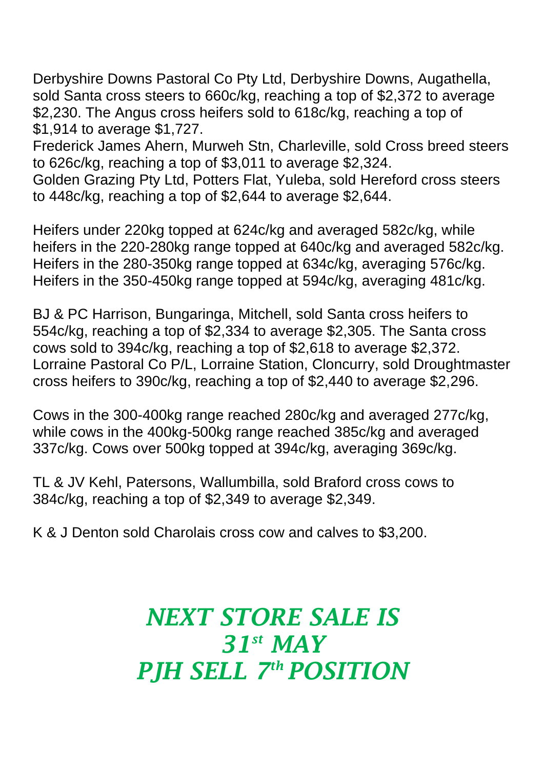Derbyshire Downs Pastoral Co Pty Ltd, Derbyshire Downs, Augathella, sold Santa cross steers to 660c/kg, reaching a top of $2,372 to average $2,230. The Angus cross heifers sold to 618c/kg, reaching a top of $1,914 to average $1,727.
Frederick James Ahern, Murweh Stn, Charleville, sold Cross breed steers to 626c/kg, reaching a top of $3,011 to average $2,324.
Golden Grazing Pty Ltd, Potters Flat, Yuleba, sold Hereford cross steers to 448c/kg, reaching a top of $2,644 to average $2,644.

Heifers under 220kg topped at 624c/kg and averaged 582c/kg, while heifers in the 220-280kg range topped at 640c/kg and averaged 582c/kg. Heifers in the 280-350kg range topped at 634c/kg, averaging 576c/kg. Heifers in the 350-450kg range topped at 594c/kg, averaging 481c/kg.

BJ & PC Harrison, Bungaringa, Mitchell, sold Santa cross heifers to 554c/kg, reaching a top of $2,334 to average $2,305. The Santa cross cows sold to 394c/kg, reaching a top of $2,618 to average $2,372.
Lorraine Pastoral Co P/L, Lorraine Station, Cloncurry, sold Droughtmaster cross heifers to 390c/kg, reaching a top of $2,440 to average $2,296.

Cows in the 300-400kg range reached 280c/kg and averaged 277c/kg, while cows in the 400kg-500kg range reached 385c/kg and averaged 337c/kg. Cows over 500kg topped at 394c/kg, averaging 369c/kg.

TL & JV Kehl, Patersons, Wallumbilla, sold Braford cross cows to 384c/kg, reaching a top of $2,349 to average $2,349.

K & J Denton sold Charolais cross cow and calves to $3,200.

## *NEXT STORE SALE IS 31st MAY*
## *PJH SELL 7th POSITION*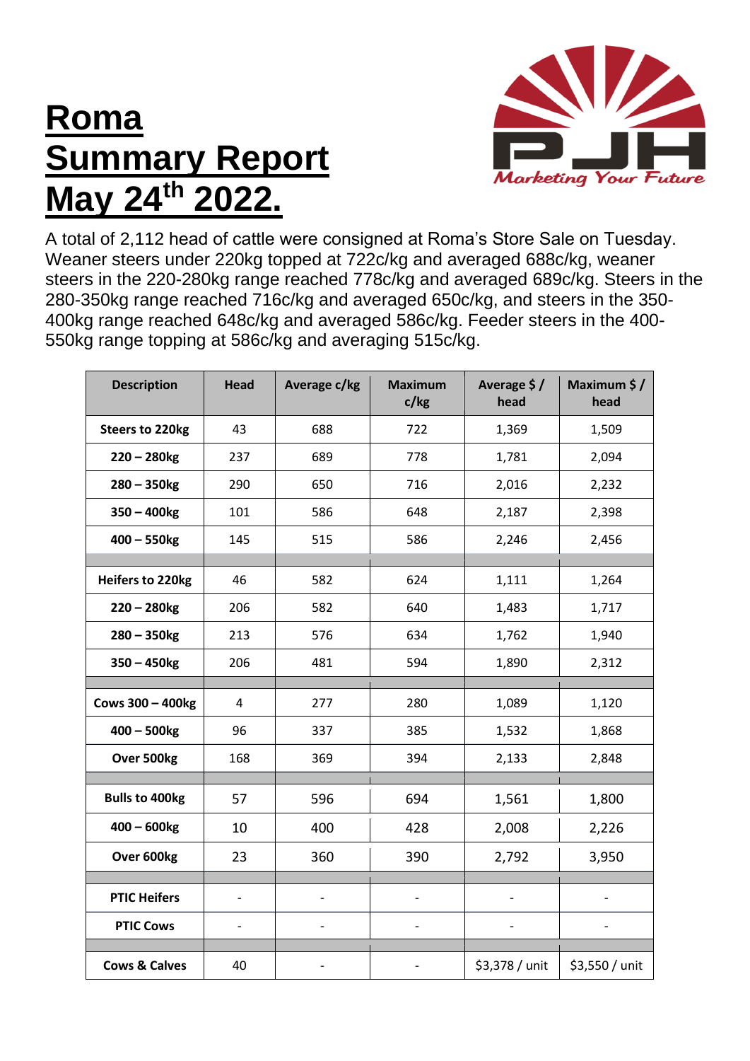# Roma Summary Report May 24th 2022.

PJH
*Marketing Your Future*

A total of 2,112 head of cattle were consigned at Roma's Store Sale on Tuesday. Weaner steers under 220kg topped at 722c/kg and averaged 688c/kg, weaner steers in the 220-280kg range reached 778c/kg and averaged 689c/kg. Steers in the 280-350kg range reached 716c/kg and averaged 650c/kg, and steers in the 350-400kg range reached 648c/kg and averaged 586c/kg. Feeder steers in the 400-550kg range topping at 586c/kg and averaging 515c/kg.

| Description | Head | Average c/kg | Maximum c/kg | Average $ / head | Maximum $ / head |
|---|---|---|---|---|---|
| Steers to 220kg | 43 | 688 | 722 | 1,369 | 1,509 |
| 220 – 280kg | 237 | 689 | 778 | 1,781 | 2,094 |
| 280 – 350kg | 290 | 650 | 716 | 2,016 | 2,232 |
| 350 – 400kg | 101 | 586 | 648 | 2,187 | 2,398 |
| 400 – 550kg | 145 | 515 | 586 | 2,246 | 2,456 |
| | | | | | |
| Heifers to 220kg | 46 | 582 | 624 | 1,111 | 1,264 |
| 220 – 280kg | 206 | 582 | 640 | 1,483 | 1,717 |
| 280 – 350kg | 213 | 576 | 634 | 1,762 | 1,940 |
| 350 – 450kg | 206 | 481 | 594 | 1,890 | 2,312 |
| | | | | | |
| Cows 300 – 400kg | 4 | 277 | 280 | 1,089 | 1,120 |
| 400 – 500kg | 96 | 337 | 385 | 1,532 | 1,868 |
| Over 500kg | 168 | 369 | 394 | 2,133 | 2,848 |
| | | | | | |
| Bulls to 400kg | 57 | 596 | 694 | 1,561 | 1,800 |
| 400 – 600kg | 10 | 400 | 428 | 2,008 | 2,226 |
| Over 600kg | 23 | 360 | 390 | 2,792 | 3,950 |
| | | | | | |
| PTIC Heifers | - | - | - | - | - |
| PTIC Cows | - | - | - | - | - |
| | | | | | |
| Cows & Calves | 40 | - | - | $3,378 / unit | $3,550 / unit |